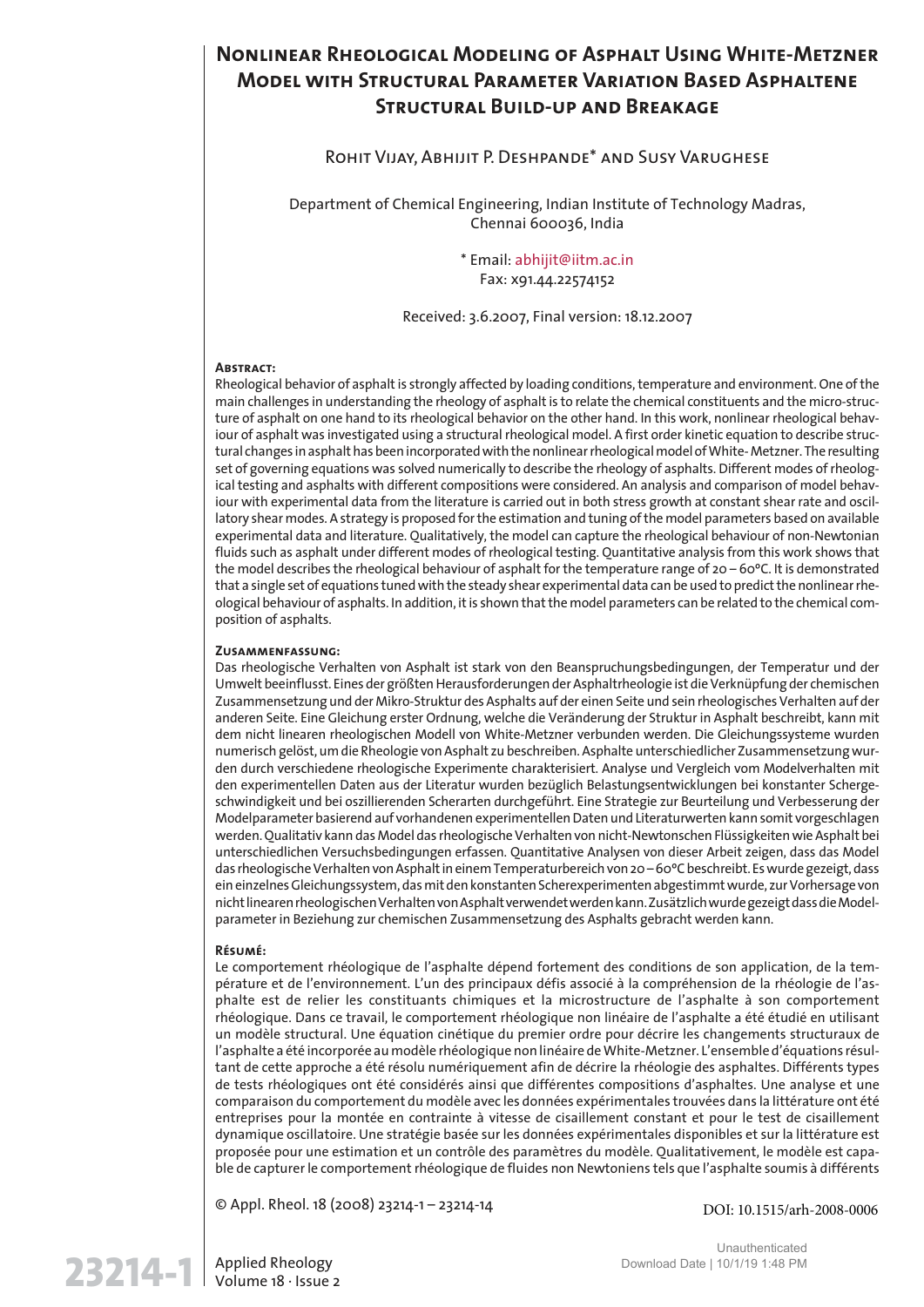# Nonlinear Rheological Modeling of Asphalt Using White-Metzner Model with Structural Parameter Variation Based Asphaltene Structural Build-up and Breakage

Rohit Vijay, Abhijit P. Deshpande* and Susy Varughese

Department of Chemical Engineering, Indian Institute of Technology Madras, Chennai 600036, India

\* Email: abhijit@iitm.ac.in
Fax: x91.44.22574152

Received: 3.6.2007, Final version: 18.12.2007

## Abstract:

Rheological behavior of asphalt is strongly affected by loading conditions, temperature and environment. One of the main challenges in understanding the rheology of asphalt is to relate the chemical constituents and the micro-structure of asphalt on one hand to its rheological behavior on the other hand. In this work, nonlinear rheological behaviour of asphalt was investigated using a structural rheological model. A first order kinetic equation to describe structural changes in asphalt has been incorporated with the nonlinear rheological model of White- Metzner. The resulting set of governing equations was solved numerically to describe the rheology of asphalts. Different modes of rheological testing and asphalts with different compositions were considered. An analysis and comparison of model behaviour with experimental data from the literature is carried out in both stress growth at constant shear rate and oscillatory shear modes. A strategy is proposed for the estimation and tuning of the model parameters based on available experimental data and literature. Qualitatively, the model can capture the rheological behaviour of non-Newtonian fluids such as asphalt under different modes of rheological testing. Quantitative analysis from this work shows that the model describes the rheological behaviour of asphalt for the temperature range of 20 – 60°C. It is demonstrated that a single set of equations tuned with the steady shear experimental data can be used to predict the nonlinear rheological behaviour of asphalts. In addition, it is shown that the model parameters can be related to the chemical composition of asphalts.

## Zusammenfassung:

Das rheologische Verhalten von Asphalt ist stark von den Beanspruchungsbedingungen, der Temperatur und der Umwelt beeinflusst. Eines der größten Herausforderungen der Asphaltrheologie ist die Verknüpfung der chemischen Zusammensetzung und der Mikro-Struktur des Asphalts auf der einen Seite und sein rheologisches Verhalten auf der anderen Seite. Eine Gleichung erster Ordnung, welche die Veränderung der Struktur in Asphalt beschreibt, kann mit dem nicht linearen rheologischen Modell von White-Metzner verbunden werden. Die Gleichungssysteme wurden numerisch gelöst, um die Rheologie von Asphalt zu beschreiben. Asphalte unterschiedlicher Zusammensetzung wurden durch verschiedene rheologische Experimente charakterisiert. Analyse und Vergleich vom Modelverhalten mit den experimentellen Daten aus der Literatur wurden bezüglich Belastungsentwicklungen bei konstanter Schergeschwindigkeit und bei oszillierenden Scherarten durchgeführt. Eine Strategie zur Beurteilung und Verbesserung der Modelparameter basierend auf vorhandenen experimentellen Daten und Literaturwerten kann somit vorgeschlagen werden. Qualitativ kann das Model das rheologische Verhalten von nicht-Newtonschen Flüssigkeiten wie Asphalt bei unterschiedlichen Versuchsbedingungen erfassen. Quantitative Analysen von dieser Arbeit zeigen, dass das Model das rheologische Verhalten von Asphalt in einem Temperaturbereich von 20 – 60°C beschreibt. Es wurde gezeigt, dass ein einzelnes Gleichungssystem, das mit den konstanten Scherexperimenten abgestimmt wurde, zur Vorhersage von nicht linearen rheologischen Verhalten von Asphalt verwendet werden kann. Zusätzlich wurde gezeigt dass die Modelparameter in Beziehung zur chemischen Zusammensetzung des Asphalts gebracht werden kann.

## Résumé:

Le comportement rhéologique de l'asphalte dépend fortement des conditions de son application, de la température et de l'environnement. L'un des principaux défis associé à la compréhension de la rhéologie de l'asphalte est de relier les constituants chimiques et la microstructure de l'asphalte à son comportement rhéologique. Dans ce travail, le comportement rhéologique non linéaire de l'asphalte a été étudié en utilisant un modèle structural. Une équation cinétique du premier ordre pour décrire les changements structuraux de l'asphalte a été incorporée au modèle rhéologique non linéaire de White-Metzner. L'ensemble d'équations résultant de cette approche a été résolu numériquement afin de décrire la rhéologie des asphaltes. Différents types de tests rhéologiques ont été considérés ainsi que différentes compositions d'asphaltes. Une analyse et une comparaison du comportement du modèle avec les données expérimentales trouvées dans la littérature ont été entreprises pour la montée en contrainte à vitesse de cisaillement constant et pour le test de cisaillement dynamique oscillatoire. Une stratégie basée sur les données expérimentales disponibles et sur la littérature est proposée pour une estimation et un contrôle des paramètres du modèle. Qualitativement, le modèle est capable de capturer le comportement rhéologique de fluides non Newtoniens tels que l'asphalte soumis à différents

© Appl. Rheol. 18 (2008) 23214-1 – 23214-14

DOI: 10.1515/arh-2008-0006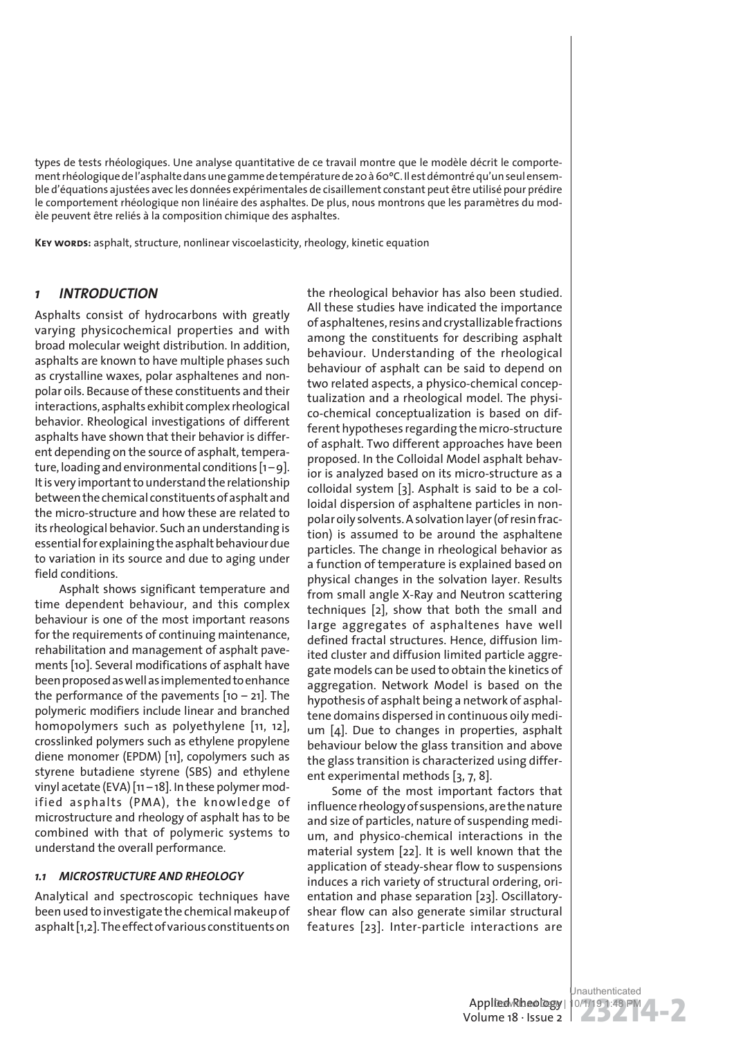types de tests rhéologiques. Une analyse quantitative de ce travail montre que le modèle décrit le comportement rhéologique de l'asphalte dans une gamme de température de 20 à 60°C. Il est démontré qu'un seul ensemble d'équations ajustées avec les données expérimentales de cisaillement constant peut être utilisé pour prédire le comportement rhéologique non linéaire des asphaltes. De plus, nous montrons que les paramètres du modèle peuvent être reliés à la composition chimique des asphaltes.

**Key words:** asphalt, structure, nonlinear viscoelasticity, rheology, kinetic equation

## 1 INTRODUCTION

Asphalts consist of hydrocarbons with greatly varying physicochemical properties and with broad molecular weight distribution. In addition, asphalts are known to have multiple phases such as crystalline waxes, polar asphaltenes and nonpolar oils. Because of these constituents and their interactions, asphalts exhibit complex rheological behavior. Rheological investigations of different asphalts have shown that their behavior is different depending on the source of asphalt, temperature, loading and environmental conditions [1–9]. It is very important to understand the relationship between the chemical constituents of asphalt and the micro-structure and how these are related to its rheological behavior. Such an understanding is essential for explaining the asphalt behaviour due to variation in its source and due to aging under field conditions.

Asphalt shows significant temperature and time dependent behaviour, and this complex behaviour is one of the most important reasons for the requirements of continuing maintenance, rehabilitation and management of asphalt pavements [10]. Several modifications of asphalt have been proposed as well as implemented to enhance the performance of the pavements [10 – 21]. The polymeric modifiers include linear and branched homopolymers such as polyethylene [11, 12], crosslinked polymers such as ethylene propylene diene monomer (EPDM) [11], copolymers such as styrene butadiene styrene (SBS) and ethylene vinyl acetate (EVA) [11–18]. In these polymer modified asphalts (PMA), the knowledge of microstructure and rheology of asphalt has to be combined with that of polymeric systems to understand the overall performance.

### 1.1 MICROSTRUCTURE AND RHEOLOGY

Analytical and spectroscopic techniques have been used to investigate the chemical makeup of asphalt [1,2]. The effect of various constituents on the rheological behavior has also been studied. All these studies have indicated the importance of asphaltenes, resins and crystallizable fractions among the constituents for describing asphalt behaviour. Understanding of the rheological behaviour of asphalt can be said to depend on two related aspects, a physico-chemical conceptualization and a rheological model. The physico-chemical conceptualization is based on different hypotheses regarding the micro-structure of asphalt. Two different approaches have been proposed. In the Colloidal Model asphalt behavior is analyzed based on its micro-structure as a colloidal system [3]. Asphalt is said to be a colloidal dispersion of asphaltene particles in nonpolar oily solvents. A solvation layer (of resin fraction) is assumed to be around the asphaltene particles. The change in rheological behavior as a function of temperature is explained based on physical changes in the solvation layer. Results from small angle X-Ray and Neutron scattering techniques [2], show that both the small and large aggregates of asphaltenes have well defined fractal structures. Hence, diffusion limited cluster and diffusion limited particle aggregate models can be used to obtain the kinetics of aggregation. Network Model is based on the hypothesis of asphalt being a network of asphaltene domains dispersed in continuous oily medium [4]. Due to changes in properties, asphalt behaviour below the glass transition and above the glass transition is characterized using different experimental methods [3, 7, 8].

Some of the most important factors that influence rheology of suspensions, are the nature and size of particles, nature of suspending medium, and physico-chemical interactions in the material system [22]. It is well known that the application of steady-shear flow to suspensions induces a rich variety of structural ordering, orientation and phase separation [23]. Oscillatory-shear flow can also generate similar structural features [23]. Inter-particle interactions are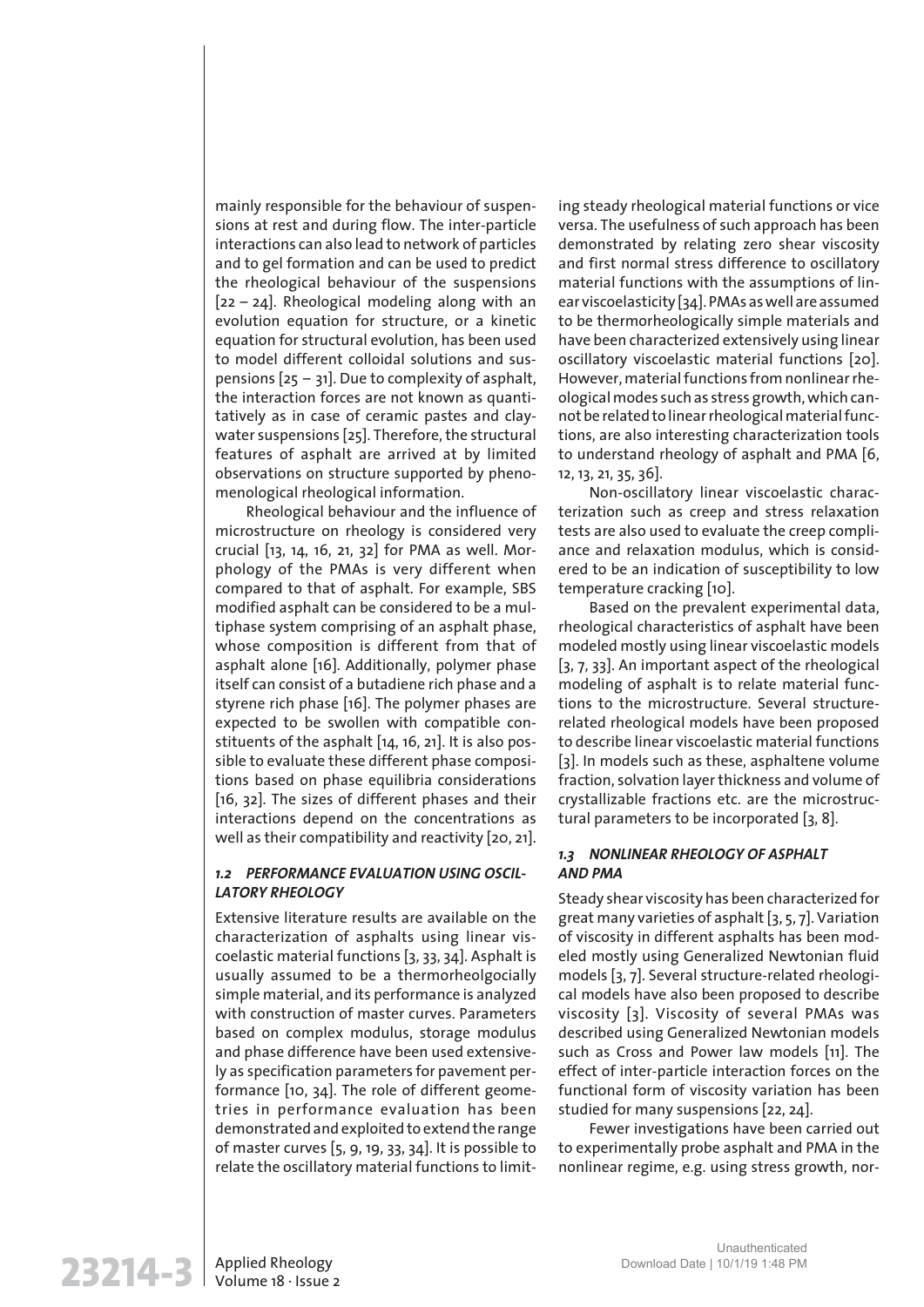mainly responsible for the behaviour of suspensions at rest and during flow. The inter-particle interactions can also lead to network of particles and to gel formation and can be used to predict the rheological behaviour of the suspensions [22 – 24]. Rheological modeling along with an evolution equation for structure, or a kinetic equation for structural evolution, has been used to model different colloidal solutions and suspensions [25 – 31]. Due to complexity of asphalt, the interaction forces are not known as quantitatively as in case of ceramic pastes and clay-water suspensions [25]. Therefore, the structural features of asphalt are arrived at by limited observations on structure supported by phenomenological rheological information.

Rheological behaviour and the influence of microstructure on rheology is considered very crucial [13, 14, 16, 21, 32] for PMA as well. Morphology of the PMAs is very different when compared to that of asphalt. For example, SBS modified asphalt can be considered to be a multiphase system comprising of an asphalt phase, whose composition is different from that of asphalt alone [16]. Additionally, polymer phase itself can consist of a butadiene rich phase and a styrene rich phase [16]. The polymer phases are expected to be swollen with compatible constituents of the asphalt [14, 16, 21]. It is also possible to evaluate these different phase compositions based on phase equilibria considerations [16, 32]. The sizes of different phases and their interactions depend on the concentrations as well as their compatibility and reactivity [20, 21].

### *1.2 PERFORMANCE EVALUATION USING OSCILLATORY RHEOLOGY*

Extensive literature results are available on the characterization of asphalts using linear viscoelastic material functions [3, 33, 34]. Asphalt is usually assumed to be a thermorheolgocially simple material, and its performance is analyzed with construction of master curves. Parameters based on complex modulus, storage modulus and phase difference have been used extensively as specification parameters for pavement performance [10, 34]. The role of different geometries in performance evaluation has been demonstrated and exploited to extend the range of master curves [5, 9, 19, 33, 34]. It is possible to relate the oscillatory material functions to limiting steady rheological material functions or vice versa. The usefulness of such approach has been demonstrated by relating zero shear viscosity and first normal stress difference to oscillatory material functions with the assumptions of linear viscoelasticity [34]. PMAs as well are assumed to be thermorheologically simple materials and have been characterized extensively using linear oscillatory viscoelastic material functions [20]. However, material functions from nonlinear rheological modes such as stress growth, which cannot be related to linear rheological material functions, are also interesting characterization tools to understand rheology of asphalt and PMA [6, 12, 13, 21, 35, 36].

Non-oscillatory linear viscoelastic characterization such as creep and stress relaxation tests are also used to evaluate the creep compliance and relaxation modulus, which is considered to be an indication of susceptibility to low temperature cracking [10].

Based on the prevalent experimental data, rheological characteristics of asphalt have been modeled mostly using linear viscoelastic models [3, 7, 33]. An important aspect of the rheological modeling of asphalt is to relate material functions to the microstructure. Several structure-related rheological models have been proposed to describe linear viscoelastic material functions [3]. In models such as these, asphaltene volume fraction, solvation layer thickness and volume of crystallizable fractions etc. are the microstructural parameters to be incorporated [3, 8].

### *1.3 NONLINEAR RHEOLOGY OF ASPHALT AND PMA*

Steady shear viscosity has been characterized for great many varieties of asphalt [3, 5, 7]. Variation of viscosity in different asphalts has been modeled mostly using Generalized Newtonian fluid models [3, 7]. Several structure-related rheological models have also been proposed to describe viscosity [3]. Viscosity of several PMAs was described using Generalized Newtonian models such as Cross and Power law models [11]. The effect of inter-particle interaction forces on the functional form of viscosity variation has been studied for many suspensions [22, 24].

Fewer investigations have been carried out to experimentally probe asphalt and PMA in the nonlinear regime, e.g. using stress growth, nor-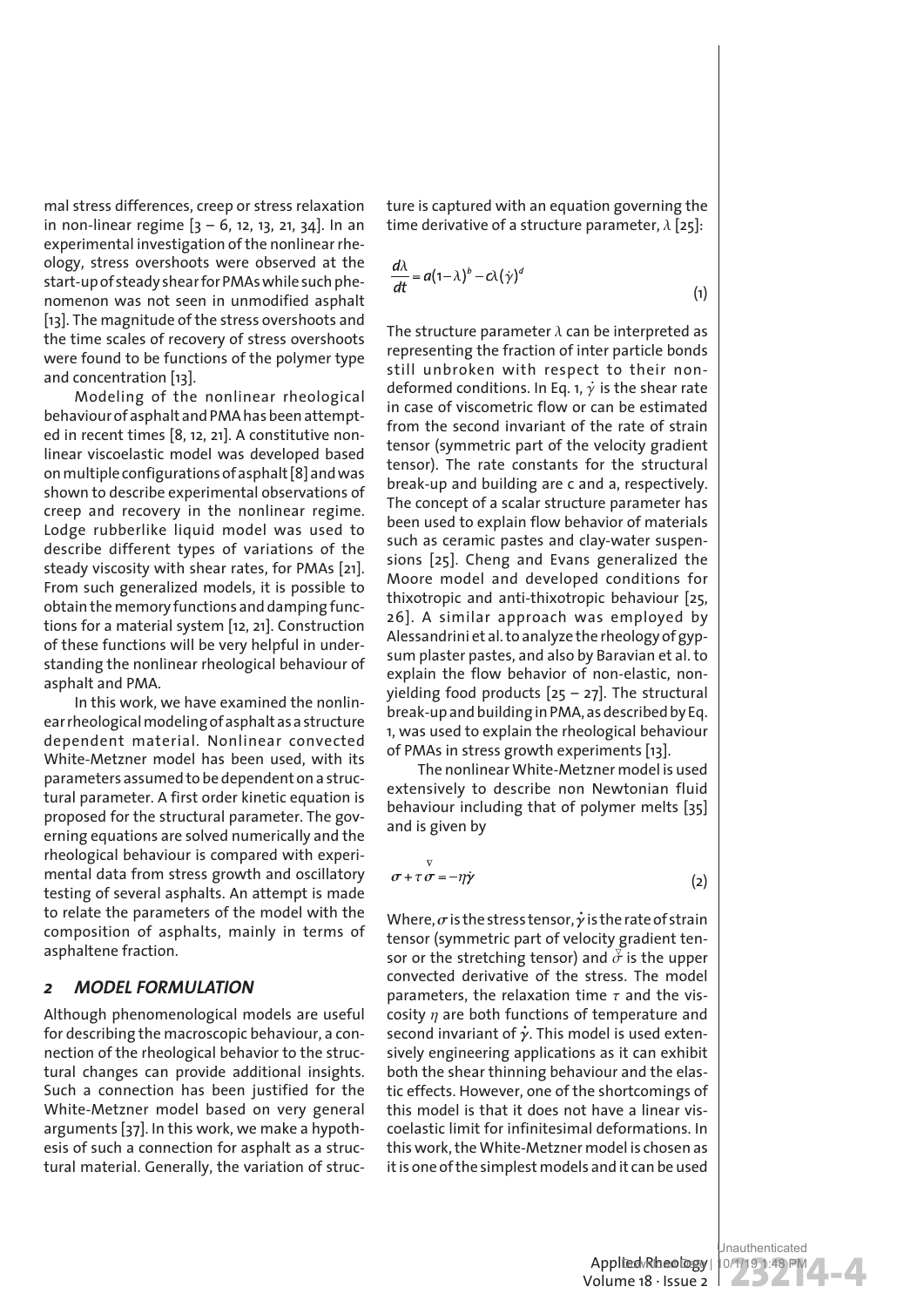mal stress differences, creep or stress relaxation in non-linear regime [3 – 6, 12, 13, 21, 34]. In an experimental investigation of the nonlinear rheology, stress overshoots were observed at the start-up of steady shear for PMAs while such phenomenon was not seen in unmodified asphalt [13]. The magnitude of the stress overshoots and the time scales of recovery of stress overshoots were found to be functions of the polymer type and concentration [13].

Modeling of the nonlinear rheological behaviour of asphalt and PMA has been attempted in recent times [8, 12, 21]. A constitutive nonlinear viscoelastic model was developed based on multiple configurations of asphalt [8] and was shown to describe experimental observations of creep and recovery in the nonlinear regime. Lodge rubberlike liquid model was used to describe different types of variations of the steady viscosity with shear rates, for PMAs [21]. From such generalized models, it is possible to obtain the memory functions and damping functions for a material system [12, 21]. Construction of these functions will be very helpful in understanding the nonlinear rheological behaviour of asphalt and PMA.

In this work, we have examined the nonlinear rheological modeling of asphalt as a structure dependent material. Nonlinear convected White-Metzner model has been used, with its parameters assumed to be dependent on a structural parameter. A first order kinetic equation is proposed for the structural parameter. The governing equations are solved numerically and the rheological behaviour is compared with experimental data from stress growth and oscillatory testing of several asphalts. An attempt is made to relate the parameters of the model with the composition of asphalts, mainly in terms of asphaltene fraction.

## 2 MODEL FORMULATION

Although phenomenological models are useful for describing the macroscopic behaviour, a connection of the rheological behavior to the structural changes can provide additional insights. Such a connection has been justified for the White-Metzner model based on very general arguments [37]. In this work, we make a hypothesis of such a connection for asphalt as a structural material. Generally, the variation of structure is captured with an equation governing the time derivative of a structure parameter, $\lambda$ [25]:

$$\frac{d\lambda}{dt} = a(1-\lambda)^b - c\lambda(\dot{\gamma})^d \tag{1}$$

The structure parameter $\lambda$ can be interpreted as representing the fraction of inter particle bonds still unbroken with respect to their non-deformed conditions. In Eq. 1, $\dot{\gamma}$ is the shear rate in case of viscometric flow or can be estimated from the second invariant of the rate of strain tensor (symmetric part of the velocity gradient tensor). The rate constants for the structural break-up and building are c and a, respectively. The concept of a scalar structure parameter has been used to explain flow behavior of materials such as ceramic pastes and clay-water suspensions [25]. Cheng and Evans generalized the Moore model and developed conditions for thixotropic and anti-thixotropic behaviour [25, 26]. A similar approach was employed by Alessandrini et al. to analyze the rheology of gypsum plaster pastes, and also by Baravian et al. to explain the flow behavior of non-elastic, non-yielding food products [25 – 27]. The structural break-up and building in PMA, as described by Eq. 1, was used to explain the rheological behaviour of PMAs in stress growth experiments [13].

The nonlinear White-Metzner model is used extensively to describe non Newtonian fluid behaviour including that of polymer melts [35] and is given by

$$\boldsymbol{\sigma} + \tau \overset{\nabla}{\boldsymbol{\sigma}} = -\eta \dot{\boldsymbol{\gamma}} \tag{2}$$

Where, $\boldsymbol{\sigma}$ is the stress tensor, $\dot{\boldsymbol{\gamma}}$ is the rate of strain tensor (symmetric part of velocity gradient tensor or the stretching tensor) and $\overset{\nabla}{\sigma}$ is the upper convected derivative of the stress. The model parameters, the relaxation time $\tau$ and the viscosity $\eta$ are both functions of temperature and second invariant of $\dot{\boldsymbol{\gamma}}$. This model is used extensively engineering applications as it can exhibit both the shear thinning behaviour and the elastic effects. However, one of the shortcomings of this model is that it does not have a linear viscoelastic limit for infinitesimal deformations. In this work, the White-Metzner model is chosen as it is one of the simplest models and it can be used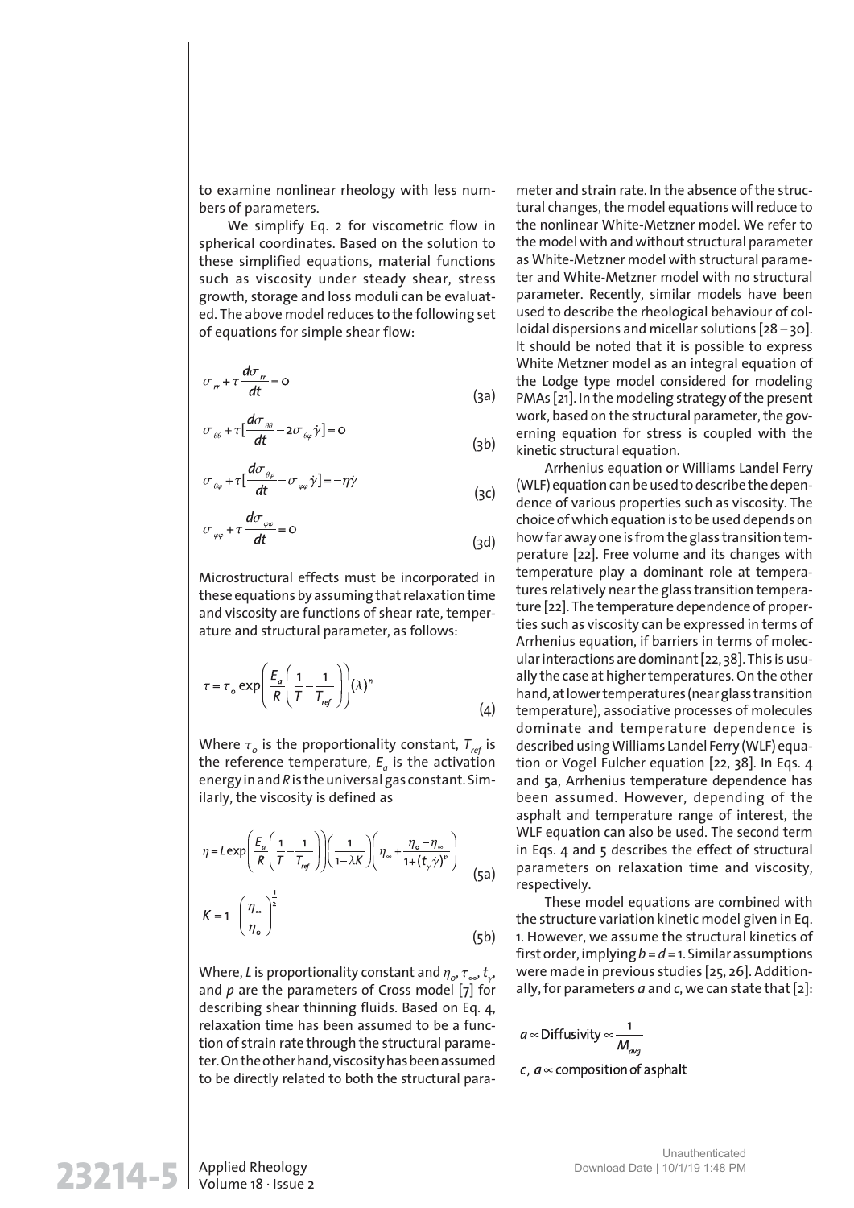to examine nonlinear rheology with less numbers of parameters.

We simplify Eq. 2 for viscometric flow in spherical coordinates. Based on the solution to these simplified equations, material functions such as viscosity under steady shear, stress growth, storage and loss moduli can be evaluated. The above model reduces to the following set of equations for simple shear flow:

$$\sigma_{rr} + \tau \frac{d\sigma_{rr}}{dt} = 0 \tag{3a}$$

$$\sigma_{\theta\theta} + \tau[\frac{d\sigma_{\theta\theta}}{dt} - 2\sigma_{\theta\varphi}\dot{\gamma}] = 0 \tag{3b}$$

$$\sigma_{\theta\varphi} + \tau[\frac{d\sigma_{\theta\varphi}}{dt} - \sigma_{\varphi\varphi}\dot{\gamma}] = -\eta\dot{\gamma} \tag{3c}$$

$$\sigma_{\varphi\varphi} + \tau \frac{d\sigma_{\varphi\varphi}}{dt} = 0 \tag{3d}$$

Microstructural effects must be incorporated in these equations by assuming that relaxation time and viscosity are functions of shear rate, temperature and structural parameter, as follows:

$$\tau = \tau_o \exp\left(\frac{E_a}{R}\left(\frac{1}{T} - \frac{1}{T_{ref}}\right)\right)(\lambda)^n \tag{4}$$

Where $\tau_o$ is the proportionality constant, $T_{ref}$ is the reference temperature, $E_a$ is the activation energy in and $R$ is the universal gas constant. Similarly, the viscosity is defined as

$$\eta = L\exp\left(\frac{E_a}{R}\left(\frac{1}{T} - \frac{1}{T_{ref}}\right)\right)\left(\frac{1}{1-\lambda K}\right)\left(\eta_\infty + \frac{\eta_0 - \eta_\infty}{1+(t_\gamma\dot{\gamma})^p}\right) \tag{5a}$$

$$K = 1 - \left(\frac{\eta_\infty}{\eta_0}\right)^{\frac{1}{2}} \tag{5b}$$

Where, $L$ is proportionality constant and $\eta_0$, $\tau_\infty$, $t_\gamma$, and $p$ are the parameters of Cross model [7] for describing shear thinning fluids. Based on Eq. 4, relaxation time has been assumed to be a function of strain rate through the structural parameter. On the other hand, viscosity has been assumed to be directly related to both the structural parameter and strain rate. In the absence of the structural changes, the model equations will reduce to the nonlinear White-Metzner model. We refer to the model with and without structural parameter as White-Metzner model with structural parameter and White-Metzner model with no structural parameter. Recently, similar models have been used to describe the rheological behaviour of colloidal dispersions and micellar solutions [28 – 30]. It should be noted that it is possible to express White Metzner model as an integral equation of the Lodge type model considered for modeling PMAs [21]. In the modeling strategy of the present work, based on the structural parameter, the governing equation for stress is coupled with the kinetic structural equation.

Arrhenius equation or Williams Landel Ferry (WLF) equation can be used to describe the dependence of various properties such as viscosity. The choice of which equation is to be used depends on how far away one is from the glass transition temperature [22]. Free volume and its changes with temperature play a dominant role at temperatures relatively near the glass transition temperature [22]. The temperature dependence of properties such as viscosity can be expressed in terms of Arrhenius equation, if barriers in terms of molecular interactions are dominant [22, 38]. This is usually the case at higher temperatures. On the other hand, at lower temperatures (near glass transition temperature), associative processes of molecules dominate and temperature dependence is described using Williams Landel Ferry (WLF) equation or Vogel Fulcher equation [22, 38]. In Eqs. 4 and 5a, Arrhenius temperature dependence has been assumed. However, depending of the asphalt and temperature range of interest, the WLF equation can also be used. The second term in Eqs. 4 and 5 describes the effect of structural parameters on relaxation time and viscosity, respectively.

These model equations are combined with the structure variation kinetic model given in Eq. 1. However, we assume the structural kinetics of first order, implying $b = d = 1$. Similar assumptions were made in previous studies [25, 26]. Additionally, for parameters $a$ and $c$, we can state that [2]:

$$a \propto \text{Diffusivity} \propto \frac{1}{M_{avg}}$$

$$c,\ a \propto \text{composition of asphalt}$$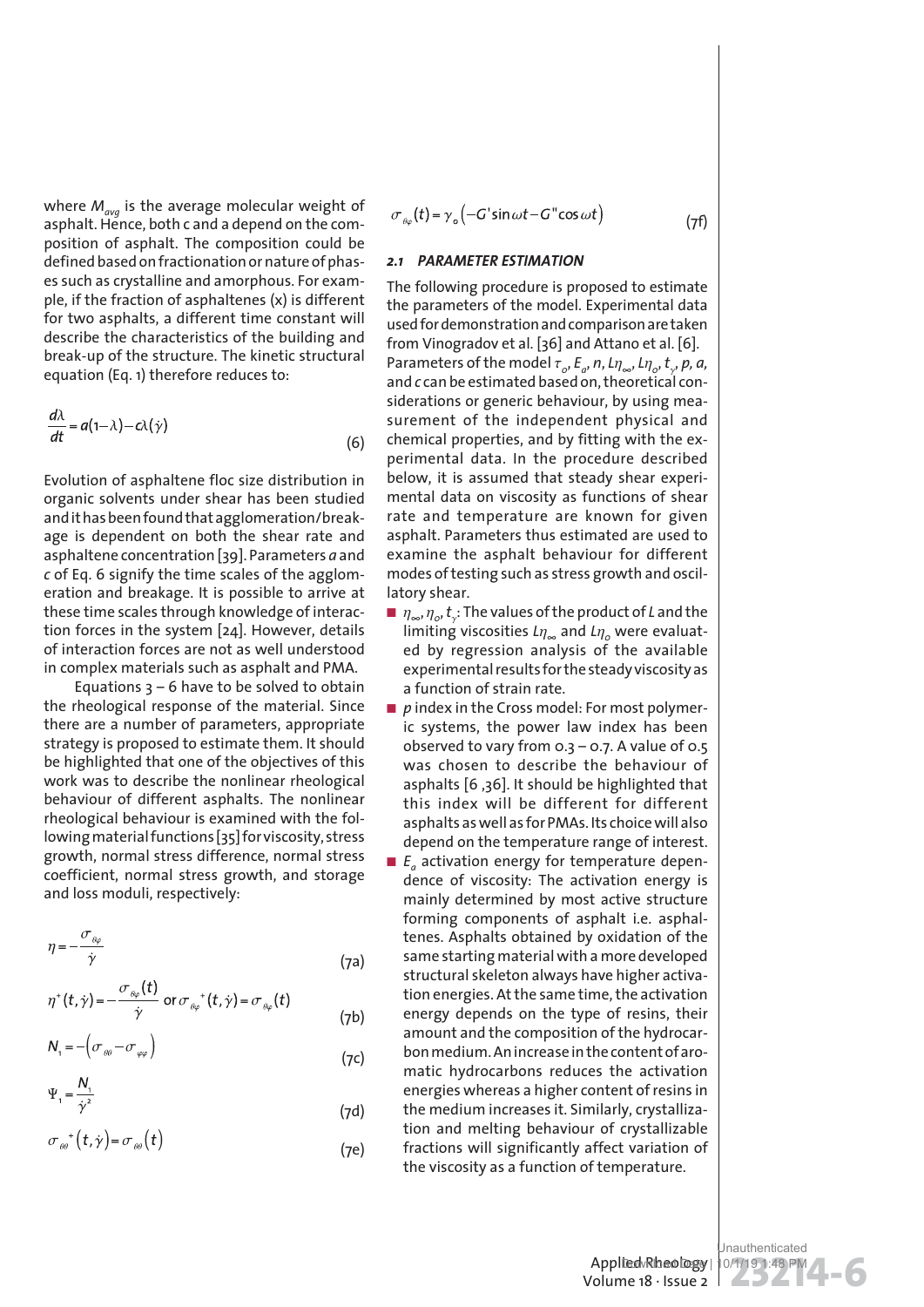where $M_{avg}$ is the average molecular weight of asphalt. Hence, both c and a depend on the composition of asphalt. The composition could be defined based on fractionation or nature of phases such as crystalline and amorphous. For example, if the fraction of asphaltenes (x) is different for two asphalts, a different time constant will describe the characteristics of the building and break-up of the structure. The kinetic structural equation (Eq. 1) therefore reduces to:

$$\frac{d\lambda}{dt} = a(1-\lambda) - c\lambda(\dot{\gamma}) \tag{6}$$

Evolution of asphaltene floc size distribution in organic solvents under shear has been studied and it has been found that agglomeration/breakage is dependent on both the shear rate and asphaltene concentration [39]. Parameters *a* and *c* of Eq. 6 signify the time scales of the agglomeration and breakage. It is possible to arrive at these time scales through knowledge of interaction forces in the system [24]. However, details of interaction forces are not as well understood in complex materials such as asphalt and PMA.

Equations 3 – 6 have to be solved to obtain the rheological response of the material. Since there are a number of parameters, appropriate strategy is proposed to estimate them. It should be highlighted that one of the objectives of this work was to describe the nonlinear rheological behaviour of different asphalts. The nonlinear rheological behaviour is examined with the following material functions [35] for viscosity, stress growth, normal stress difference, normal stress coefficient, normal stress growth, and storage and loss moduli, respectively:

$$\eta = -\frac{\sigma_{\theta\varphi}}{\dot{\gamma}} \tag{7a}$$

$$\eta^{+}(t,\dot{\gamma}) = -\frac{\sigma_{\theta\varphi}(t)}{\dot{\gamma}} \text{ or } \sigma_{\theta\varphi}^{\ +}(t,\dot{\gamma}) = \sigma_{\theta\varphi}(t) \tag{7b}$$

$$N_1 = -\left(\sigma_{\theta\theta} - \sigma_{\varphi\varphi}\right) \tag{7c}$$

$$\Psi_1 = \frac{N_1}{\dot{\gamma}^2} \tag{7d}$$

$$\sigma_{\theta\theta}^{\ +}\left(t,\dot{\gamma}\right) = \sigma_{\theta\theta}\left(t\right) \tag{7e}$$

$$\sigma_{\theta\varphi}(t) = \gamma_o\left(-G'\sin\omega t - G''\cos\omega t\right) \tag{7f}$$

### 2.1 PARAMETER ESTIMATION

The following procedure is proposed to estimate the parameters of the model. Experimental data used for demonstration and comparison are taken from Vinogradov et al. [36] and Attano et al. [6]. Parameters of the model $\tau_o$, $E_a$, $n$, $L\eta_\infty$, $L\eta_o$, $t_\gamma$, $p$, $a$, and $c$ can be estimated based on, theoretical considerations or generic behaviour, by using measurement of the independent physical and chemical properties, and by fitting with the experimental data. In the procedure described below, it is assumed that steady shear experimental data on viscosity as functions of shear rate and temperature are known for given asphalt. Parameters thus estimated are used to examine the asphalt behaviour for different modes of testing such as stress growth and oscillatory shear.

- $\eta_\infty$, $\eta_o$, $t_\gamma$: The values of the product of $L$ and the limiting viscosities $L\eta_\infty$ and $L\eta_o$ were evaluated by regression analysis of the available experimental results for the steady viscosity as a function of strain rate.
- $p$ index in the Cross model: For most polymeric systems, the power law index has been observed to vary from 0.3 – 0.7. A value of 0.5 was chosen to describe the behaviour of asphalts [6 ,36]. It should be highlighted that this index will be different for different asphalts as well as for PMAs. Its choice will also depend on the temperature range of interest.
- $E_a$ activation energy for temperature dependence of viscosity: The activation energy is mainly determined by most active structure forming components of asphalt i.e. asphaltenes. Asphalts obtained by oxidation of the same starting material with a more developed structural skeleton always have higher activation energies. At the same time, the activation energy depends on the type of resins, their amount and the composition of the hydrocarbon medium. An increase in the content of aromatic hydrocarbons reduces the activation energies whereas a higher content of resins in the medium increases it. Similarly, crystallization and melting behaviour of crystallizable fractions will significantly affect variation of the viscosity as a function of temperature.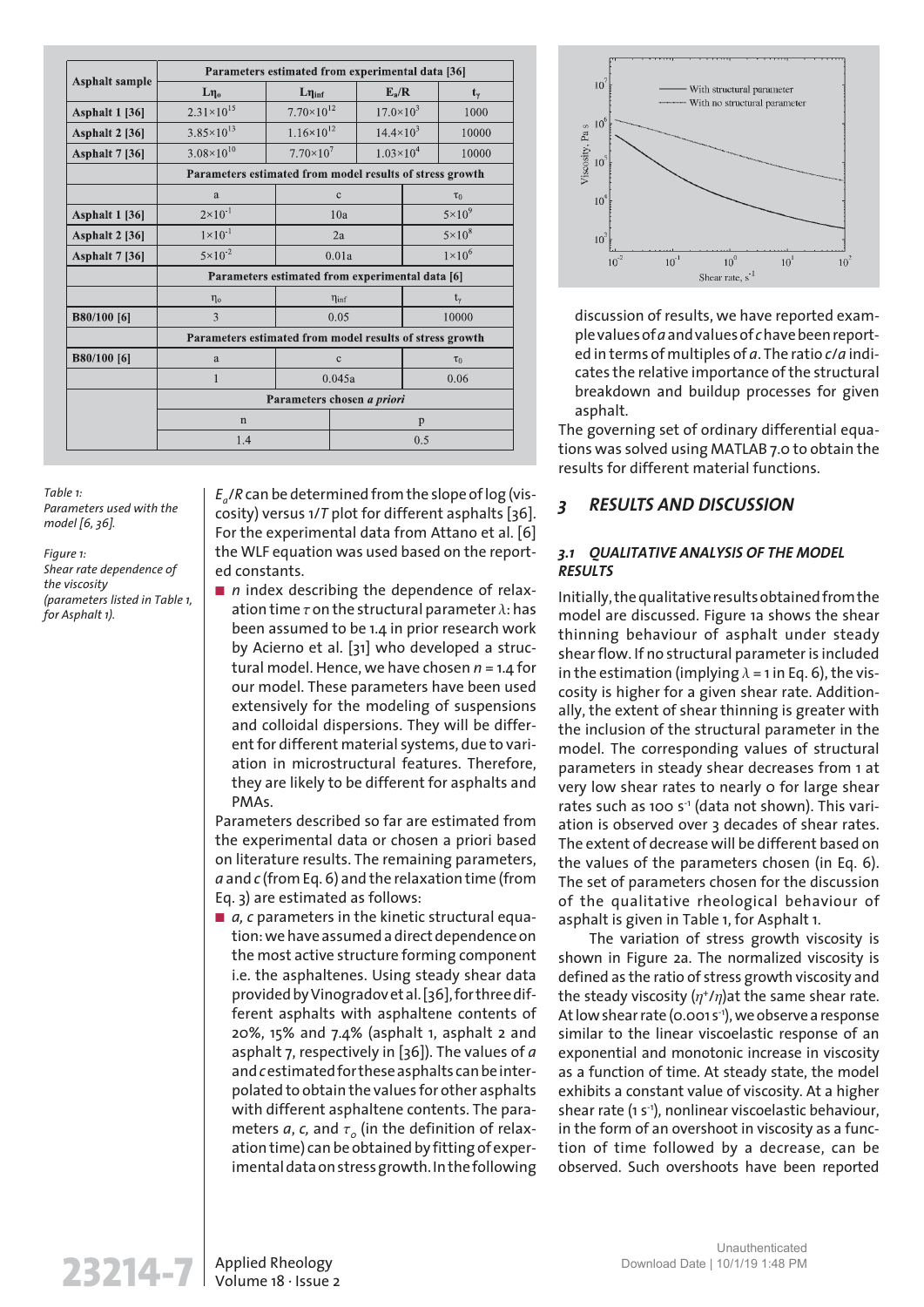| Asphalt sample | Parameters estimated from experimental data [36] | | | |
|---|---|---|---|---|
| | $L\eta_o$ | $L\eta_{inf}$ | $E_a/R$ | $t_\gamma$ |
| Asphalt 1 [36] | $2.31\times10^{15}$ | $7.70\times10^{12}$ | $17.0\times10^3$ | 1000 |
| Asphalt 2 [36] | $3.85\times10^{13}$ | $1.16\times10^{12}$ | $14.4\times10^3$ | 10000 |
| Asphalt 7 [36] | $3.08\times10^{10}$ | $7.70\times10^7$ | $1.03\times10^4$ | 10000 |
| | Parameters estimated from model results of stress growth | | | |
| | a | c | | $\tau_0$ |
| Asphalt 1 [36] | $2\times10^{-1}$ | 10a | | $5\times10^9$ |
| Asphalt 2 [36] | $1\times10^{-1}$ | 2a | | $5\times10^8$ |
| Asphalt 7 [36] | $5\times10^{-2}$ | 0.01a | | $1\times10^6$ |
| | Parameters estimated from experimental data [6] | | | |
| | $\eta_o$ | $\eta_{inf}$ | | $t_\gamma$ |
| B80/100 [6] | 3 | 0.05 | | 10000 |
| | Parameters estimated from model results of stress growth | | | |
| B80/100 [6] | a | c | | $\tau_0$ |
| | 1 | 0.045a | | 0.06 |
| | Parameters chosen *a priori* | | | |
| | n | | p | |
| | 1.4 | | 0.5 | |

*Table 1: Parameters used with the model [6, 36].*

*Figure 1: Shear rate dependence of the viscosity (parameters listed in Table 1, for Asphalt 1).*

$E_a/R$ can be determined from the slope of log (viscosity) versus 1/T plot for different asphalts [36]. For the experimental data from Attano et al. [6] the WLF equation was used based on the reported constants.

- *n* index describing the dependence of relaxation time $\tau$ on the structural parameter $\lambda$: has been assumed to be 1.4 in prior research work by Acierno et al. [31] who developed a structural model. Hence, we have chosen $n = 1.4$ for our model. These parameters have been used extensively for the modeling of suspensions and colloidal dispersions. They will be different for different material systems, due to variation in microstructural features. Therefore, they are likely to be different for asphalts and PMAs.

Parameters described so far are estimated from the experimental data or chosen a priori based on literature results. The remaining parameters, *a* and *c* (from Eq. 6) and the relaxation time (from Eq. 3) are estimated as follows:

- *a, c* parameters in the kinetic structural equation: we have assumed a direct dependence on the most active structure forming component i.e. the asphaltenes. Using steady shear data provided by Vinogradov et al. [36], for three different asphalts with asphaltene contents of 20%, 15% and 7.4% (asphalt 1, asphalt 2 and asphalt 7, respectively in [36]). The values of *a* and *c* estimated for these asphalts can be interpolated to obtain the values for other asphalts with different asphaltene contents. The parameters *a*, *c*, and $\tau_o$ (in the definition of relaxation time) can be obtained by fitting of experimental data on stress growth. In the following discussion of results, we have reported example values of *a* and values of *c* have been reported in terms of multiples of *a*. The ratio *c/a* indicates the relative importance of the structural breakdown and buildup processes for given asphalt.

The governing set of ordinary differential equations was solved using MATLAB 7.0 to obtain the results for different material functions.

## 3 RESULTS AND DISCUSSION

### 3.1 QUALITATIVE ANALYSIS OF THE MODEL RESULTS

Initially, the qualitative results obtained from the model are discussed. Figure 1a shows the shear thinning behaviour of asphalt under steady shear flow. If no structural parameter is included in the estimation (implying $\lambda = 1$ in Eq. 6), the viscosity is higher for a given shear rate. Additionally, the extent of shear thinning is greater with the inclusion of the structural parameter in the model. The corresponding values of structural parameters in steady shear decreases from 1 at very low shear rates to nearly 0 for large shear rates such as 100 $s^{-1}$ (data not shown). This variation is observed over 3 decades of shear rates. The extent of decrease will be different based on the values of the parameters chosen (in Eq. 6). The set of parameters chosen for the discussion of the qualitative rheological behaviour of asphalt is given in Table 1, for Asphalt 1.

The variation of stress growth viscosity is shown in Figure 2a. The normalized viscosity is defined as the ratio of stress growth viscosity and the steady viscosity ($\eta^+/\eta$) at the same shear rate. At low shear rate (0.001 $s^{-1}$), we observe a response similar to the linear viscoelastic response of an exponential and monotonic increase in viscosity as a function of time. At steady state, the model exhibits a constant value of viscosity. At a higher shear rate (1 $s^{-1}$), nonlinear viscoelastic behaviour, in the form of an overshoot in viscosity as a function of time followed by a decrease, can be observed. Such overshoots have been reported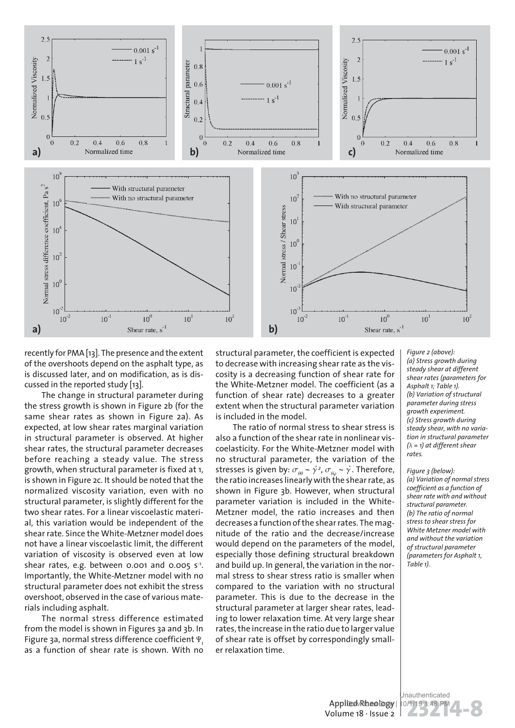recently for PMA [13]. The presence and the extent of the overshoots depend on the asphalt type, as is discussed later, and on modification, as is discussed in the reported study [13].

The change in structural parameter during the stress growth is shown in Figure 2b (for the same shear rates as shown in Figure 2a). As expected, at low shear rates marginal variation in structural parameter is observed. At higher shear rates, the structural parameter decreases before reaching a steady value. The stress growth, when structural parameter is fixed at 1, is shown in Figure 2c. It should be noted that the normalized viscosity variation, even with no structural parameter, is slightly different for the two shear rates. For a linear viscoelastic material, this variation would be independent of the shear rate. Since the White-Metzner model does not have a linear viscoelastic limit, the different variation of viscosity is observed even at low shear rates, e.g. between 0.001 and 0.005 $s^{-1}$. Importantly, the White-Metzner model with no structural parameter does not exhibit the stress overshoot, observed in the case of various materials including asphalt.

The normal stress difference estimated from the model is shown in Figures 3a and 3b. In Figure 3a, normal stress difference coefficient $\Psi_1$ as a function of shear rate is shown. With no structural parameter, the coefficient is expected to decrease with increasing shear rate as the viscosity is a decreasing function of shear rate for the White-Metzner model. The coefficient (as a function of shear rate) decreases to a greater extent when the structural parameter variation is included in the model.

The ratio of normal stress to shear stress is also a function of the shear rate in nonlinear viscoelasticity. For the White-Metzner model with no structural parameter, the variation of the stresses is given by: $\sigma_{\theta\theta} \sim \dot{\gamma}^2$, $\sigma_{\theta\varphi} \sim \dot{\gamma}$. Therefore, the ratio increases linearly with the shear rate, as shown in Figure 3b. However, when structural parameter variation is included in the White-Metzner model, the ratio increases and then decreases a function of the shear rates. The magnitude of the ratio and the decrease/increase would depend on the parameters of the model, especially those defining structural breakdown and build up. In general, the variation in the normal stress to shear stress ratio is smaller when compared to the variation with no structural parameter. This is due to the decrease in the structural parameter at larger shear rates, leading to lower relaxation time. At very large shear rates, the increase in the ratio due to larger value of shear rate is offset by correspondingly smaller relaxation time.

*Figure 2 (above): (a) Stress growth during steady shear at different shear rates (parameters for Asphalt 1; Table 1). (b) Variation of structural parameter during stress growth experiment. (c) Stress growth during steady shear, with no variation in structural parameter ($\lambda$ = 1) at different shear rates.*

*Figure 3 (below): (a) Variation of normal stress coefficient as a function of shear rate with and without structural parameter. (b) The ratio of normal stress to shear stress for White Metzner model with and without the variation of structural parameter (parameters for Asphalt 1, Table 1).*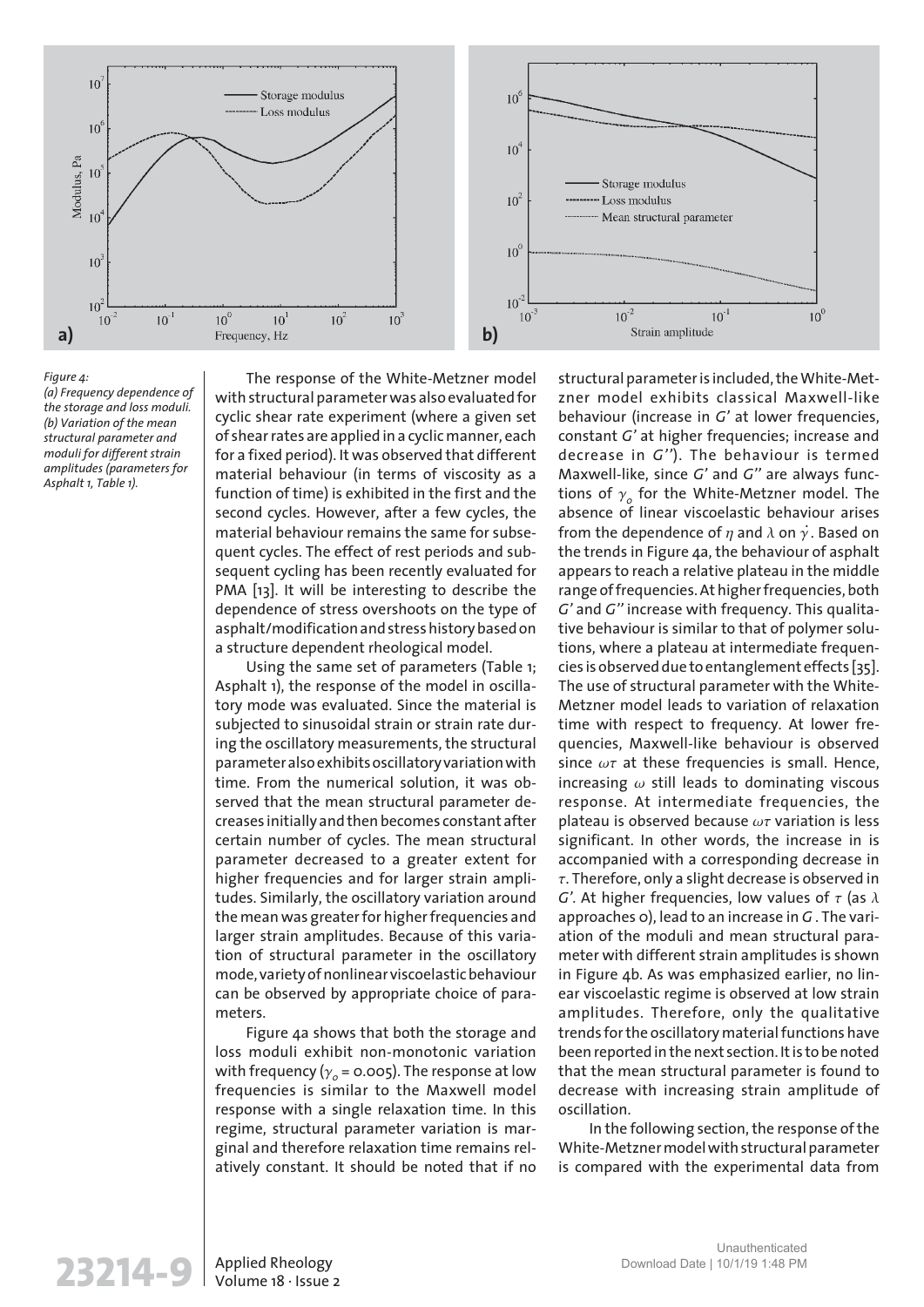*Figure 4:*
*(a) Frequency dependence of the storage and loss moduli. (b) Variation of the mean structural parameter and moduli for different strain amplitudes (parameters for Asphalt 1, Table 1).*

The response of the White-Metzner model with structural parameter was also evaluated for cyclic shear rate experiment (where a given set of shear rates are applied in a cyclic manner, each for a fixed period). It was observed that different material behaviour (in terms of viscosity as a function of time) is exhibited in the first and the second cycles. However, after a few cycles, the material behaviour remains the same for subsequent cycles. The effect of rest periods and subsequent cycling has been recently evaluated for PMA [13]. It will be interesting to describe the dependence of stress overshoots on the type of asphalt/modification and stress history based on a structure dependent rheological model.

Using the same set of parameters (Table 1; Asphalt 1), the response of the model in oscillatory mode was evaluated. Since the material is subjected to sinusoidal strain or strain rate during the oscillatory measurements, the structural parameter also exhibits oscillatory variation with time. From the numerical solution, it was observed that the mean structural parameter decreases initially and then becomes constant after certain number of cycles. The mean structural parameter decreased to a greater extent for higher frequencies and for larger strain amplitudes. Similarly, the oscillatory variation around the mean was greater for higher frequencies and larger strain amplitudes. Because of this variation of structural parameter in the oscillatory mode, variety of nonlinear viscoelastic behaviour can be observed by appropriate choice of parameters.

Figure 4a shows that both the storage and loss moduli exhibit non-monotonic variation with frequency ($\gamma_o$ = 0.005). The response at low frequencies is similar to the Maxwell model response with a single relaxation time. In this regime, structural parameter variation is marginal and therefore relaxation time remains relatively constant. It should be noted that if no structural parameter is included, the White-Metzner model exhibits classical Maxwell-like behaviour (increase in $G'$ at lower frequencies, constant $G'$ at higher frequencies; increase and decrease in $G''$). The behaviour is termed Maxwell-like, since $G'$ and $G''$ are always functions of $\gamma_o$ for the White-Metzner model. The absence of linear viscoelastic behaviour arises from the dependence of $\eta$ and $\lambda$ on $\dot{\gamma}$. Based on the trends in Figure 4a, the behaviour of asphalt appears to reach a relative plateau in the middle range of frequencies. At higher frequencies, both $G'$ and $G''$ increase with frequency. This qualitative behaviour is similar to that of polymer solutions, where a plateau at intermediate frequencies is observed due to entanglement effects [35]. The use of structural parameter with the White-Metzner model leads to variation of relaxation time with respect to frequency. At lower frequencies, Maxwell-like behaviour is observed since $\omega\tau$ at these frequencies is small. Hence, increasing $\omega$ still leads to dominating viscous response. At intermediate frequencies, the plateau is observed because $\omega\tau$ variation is less significant. In other words, the increase in is accompanied with a corresponding decrease in $\tau$. Therefore, only a slight decrease is observed in $G'$. At higher frequencies, low values of $\tau$ (as $\lambda$ approaches 0), lead to an increase in $G$. The variation of the moduli and mean structural parameter with different strain amplitudes is shown in Figure 4b. As was emphasized earlier, no linear viscoelastic regime is observed at low strain amplitudes. Therefore, only the qualitative trends for the oscillatory material functions have been reported in the next section. It is to be noted that the mean structural parameter is found to decrease with increasing strain amplitude of oscillation.

In the following section, the response of the White-Metzner model with structural parameter is compared with the experimental data from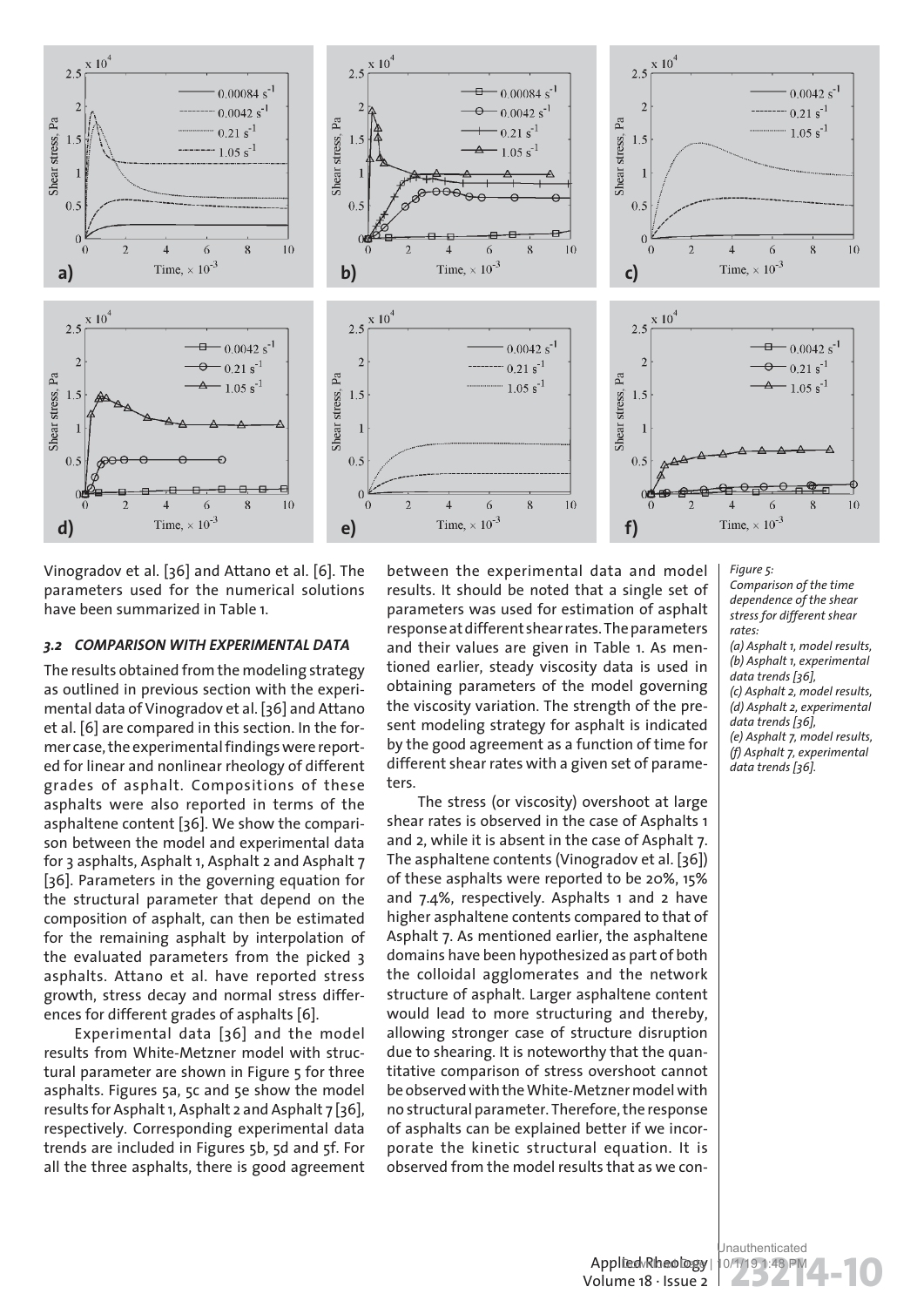Vinogradov et al. [36] and Attano et al. [6]. The parameters used for the numerical solutions have been summarized in Table 1.

### 3.2 COMPARISON WITH EXPERIMENTAL DATA

The results obtained from the modeling strategy as outlined in previous section with the experimental data of Vinogradov et al. [36] and Attano et al. [6] are compared in this section. In the former case, the experimental findings were reported for linear and nonlinear rheology of different grades of asphalt. Compositions of these asphalts were also reported in terms of the asphaltene content [36]. We show the comparison between the model and experimental data for 3 asphalts, Asphalt 1, Asphalt 2 and Asphalt 7 [36]. Parameters in the governing equation for the structural parameter that depend on the composition of asphalt, can then be estimated for the remaining asphalt by interpolation of the evaluated parameters from the picked 3 asphalts. Attano et al. have reported stress growth, stress decay and normal stress differences for different grades of asphalts [6].

Experimental data [36] and the model results from White-Metzner model with structural parameter are shown in Figure 5 for three asphalts. Figures 5a, 5c and 5e show the model results for Asphalt 1, Asphalt 2 and Asphalt 7 [36], respectively. Corresponding experimental data trends are included in Figures 5b, 5d and 5f. For all the three asphalts, there is good agreement between the experimental data and model results. It should be noted that a single set of parameters was used for estimation of asphalt response at different shear rates. The parameters and their values are given in Table 1. As mentioned earlier, steady viscosity data is used in obtaining parameters of the model governing the viscosity variation. The strength of the present modeling strategy for asphalt is indicated by the good agreement as a function of time for different shear rates with a given set of parameters.

The stress (or viscosity) overshoot at large shear rates is observed in the case of Asphalts 1 and 2, while it is absent in the case of Asphalt 7. The asphaltene contents (Vinogradov et al. [36]) of these asphalts were reported to be 20%, 15% and 7.4%, respectively. Asphalts 1 and 2 have higher asphaltene contents compared to that of Asphalt 7. As mentioned earlier, the asphaltene domains have been hypothesized as part of both the colloidal agglomerates and the network structure of asphalt. Larger asphaltene content would lead to more structuring and thereby, allowing stronger case of structure disruption due to shearing. It is noteworthy that the quantitative comparison of stress overshoot cannot be observed with the White-Metzner model with no structural parameter. Therefore, the response of asphalts can be explained better if we incorporate the kinetic structural equation. It is observed from the model results that as we con-

*Figure 5: Comparison of the time dependence of the shear stress for different shear rates: (a) Asphalt 1, model results, (b) Asphalt 1, experimental data trends [36], (c) Asphalt 2, model results, (d) Asphalt 2, experimental data trends [36], (e) Asphalt 7, model results, (f) Asphalt 7, experimental data trends [36].*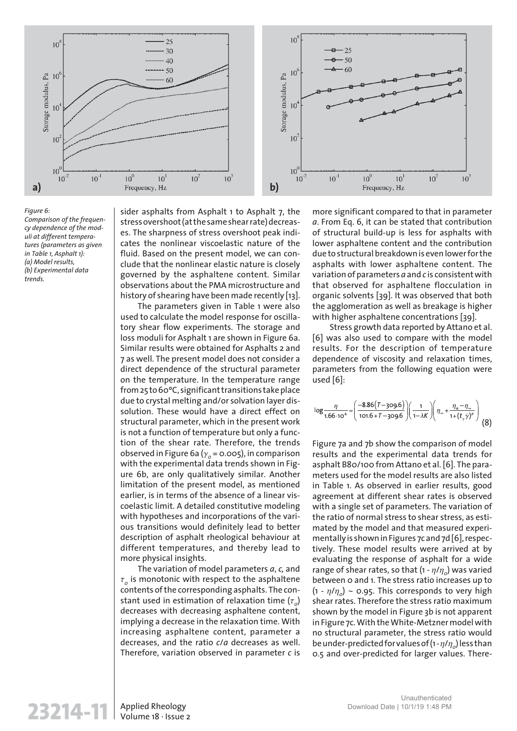Figure 6: Comparison of the frequency dependence of the moduli at different temperatures (parameters as given in Table 1, Asphalt 1): (a) Model results, (b) Experimental data trends.

sider asphalts from Asphalt 1 to Asphalt 7, the stress overshoot (at the same shear rate) decreases. The sharpness of stress overshoot peak indicates the nonlinear viscoelastic nature of the fluid. Based on the present model, we can conclude that the nonlinear elastic nature is closely governed by the asphaltene content. Similar observations about the PMA microstructure and history of shearing have been made recently [13].

The parameters given in Table 1 were also used to calculate the model response for oscillatory shear flow experiments. The storage and loss moduli for Asphalt 1 are shown in Figure 6a. Similar results were obtained for Asphalts 2 and 7 as well. The present model does not consider a direct dependence of the structural parameter on the temperature. In the temperature range from 25 to 60°C, significant transitions take place due to crystal melting and/or solvation layer dissolution. These would have a direct effect on structural parameter, which in the present work is not a function of temperature but only a function of the shear rate. Therefore, the trends observed in Figure 6a ($\gamma_o$ = 0.005), in comparison with the experimental data trends shown in Figure 6b, are only qualitatively similar. Another limitation of the present model, as mentioned earlier, is in terms of the absence of a linear viscoelastic limit. A detailed constitutive modeling with hypotheses and incorporations of the various transitions would definitely lead to better description of asphalt rheological behaviour at different temperatures, and thereby lead to more physical insights.

The variation of model parameters *a*, *c*, and $\tau_o$ is monotonic with respect to the asphaltene contents of the corresponding asphalts. The constant used in estimation of relaxation time ($\tau_o$) decreases with decreasing asphaltene content, implying a decrease in the relaxation time. With increasing asphaltene content, parameter a decreases, and the ratio *c/a* decreases as well. Therefore, variation observed in parameter *c* is more significant compared to that in parameter *a*. From Eq. 6, it can be stated that contribution of structural build-up is less for asphalts with lower asphaltene content and the contribution due to structural breakdown is even lower for the asphalts with lower asphaltene content. The variation of parameters *a* and *c* is consistent with that observed for asphaltene flocculation in organic solvents [39]. It was observed that both the agglomeration as well as breakage is higher with higher asphaltene concentrations [39].

Stress growth data reported by Attano et al. [6] was also used to compare with the model results. For the description of temperature dependence of viscosity and relaxation times, parameters from the following equation were used [6]:

$$\log\frac{\eta}{1.66\cdot10^4} = \left(\frac{-8.86(T-309.6)}{101.6+T-309.6}\right)\left(\frac{1}{1-\lambda K}\right)\left(\eta_\infty + \frac{\eta_o-\eta_\infty}{1+(t_\gamma\dot{\gamma})^p}\right) \tag{8}$$

Figure 7a and 7b show the comparison of model results and the experimental data trends for asphalt B80/100 from Attano et al. [6]. The parameters used for the model results are also listed in Table 1. As observed in earlier results, good agreement at different shear rates is observed with a single set of parameters. The variation of the ratio of normal stress to shear stress, as estimated by the model and that measured experimentally is shown in Figures 7c and 7d [6], respectively. These model results were arrived at by evaluating the response of asphalt for a wide range of shear rates, so that $(1 - \eta/\eta_o)$ was varied between 0 and 1. The stress ratio increases up to $(1 - \eta/\eta_o) \sim 0.95$. This corresponds to very high shear rates. Therefore the stress ratio maximum shown by the model in Figure 3b is not apparent in Figure 7c. With the White-Metzner model with no structural parameter, the stress ratio would be under-predicted for values of $(1-\eta/\eta_o)$ less than 0.5 and over-predicted for larger values. There-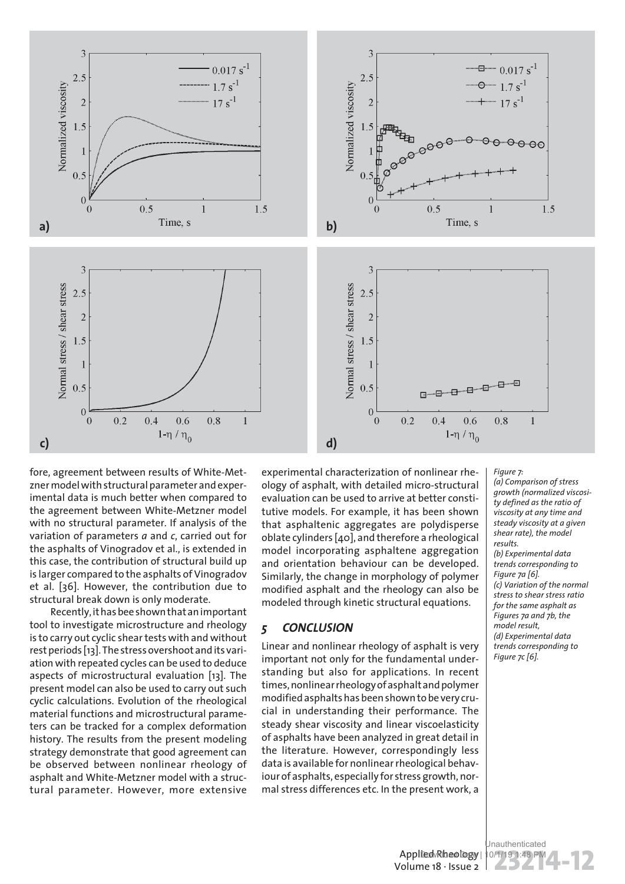fore, agreement between results of White-Metzner model with structural parameter and experimental data is much better when compared to the agreement between White-Metzner model with no structural parameter. If analysis of the variation of parameters *a* and *c*, carried out for the asphalts of Vinogradov et al., is extended in this case, the contribution of structural build up is larger compared to the asphalts of Vinogradov et al. [36]. However, the contribution due to structural break down is only moderate.

Recently, it has bee shown that an important tool to investigate microstructure and rheology is to carry out cyclic shear tests with and without rest periods [13]. The stress overshoot and its variation with repeated cycles can be used to deduce aspects of microstructural evaluation [13]. The present model can also be used to carry out such cyclic calculations. Evolution of the rheological material functions and microstructural parameters can be tracked for a complex deformation history. The results from the present modeling strategy demonstrate that good agreement can be observed between nonlinear rheology of asphalt and White-Metzner model with a structural parameter. However, more extensive experimental characterization of nonlinear rheology of asphalt, with detailed micro-structural evaluation can be used to arrive at better constitutive models. For example, it has been shown that asphaltenic aggregates are polydisperse oblate cylinders [40], and therefore a rheological model incorporating asphaltene aggregation and orientation behaviour can be developed. Similarly, the change in morphology of polymer modified asphalt and the rheology can also be modeled through kinetic structural equations.

## 5 CONCLUSION

Linear and nonlinear rheology of asphalt is very important not only for the fundamental understanding but also for applications. In recent times, nonlinear rheology of asphalt and polymer modified asphalts has been shown to be very crucial in understanding their performance. The steady shear viscosity and linear viscoelasticity of asphalts have been analyzed in great detail in the literature. However, correspondingly less data is available for nonlinear rheological behaviour of asphalts, especially for stress growth, normal stress differences etc. In the present work, a

*Figure 7:*
*(a) Comparison of stress growth (normalized viscosity defined as the ratio of viscosity at any time and steady viscosity at a given shear rate), the model results.*
*(b) Experimental data trends corresponding to Figure 7a [6].*
*(c) Variation of the normal stress to shear stress ratio for the same asphalt as Figures 7a and 7b, the model result,*
*(d) Experimental data trends corresponding to Figure 7c [6].*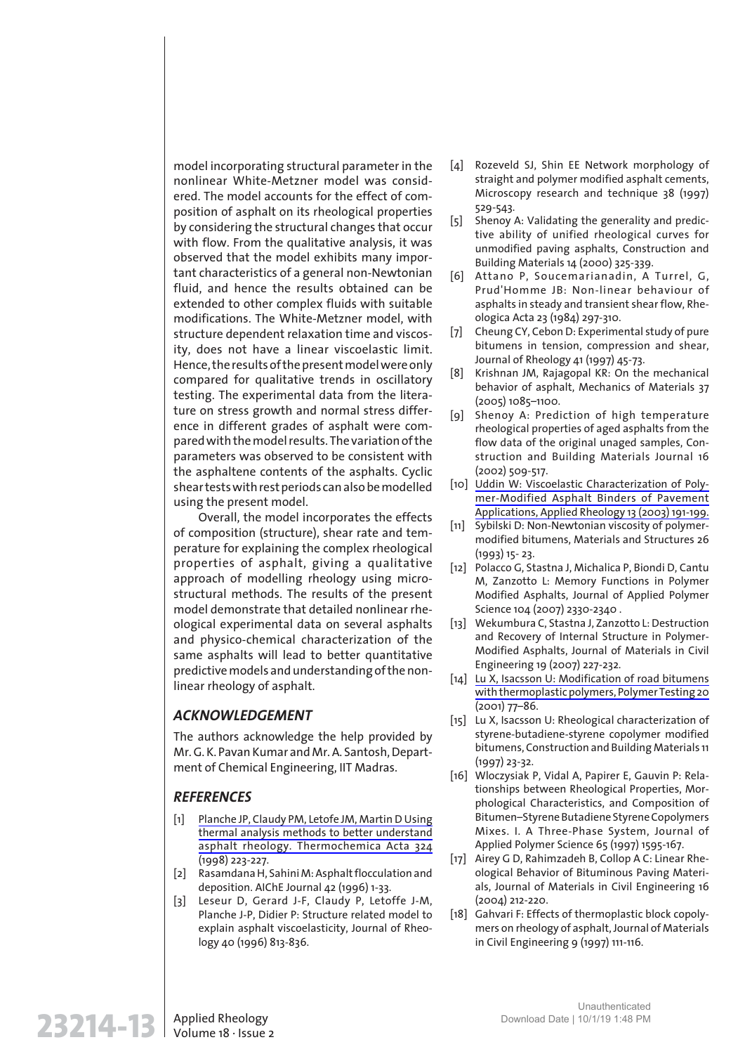model incorporating structural parameter in the nonlinear White-Metzner model was considered. The model accounts for the effect of composition of asphalt on its rheological properties by considering the structural changes that occur with flow. From the qualitative analysis, it was observed that the model exhibits many important characteristics of a general non-Newtonian fluid, and hence the results obtained can be extended to other complex fluids with suitable modifications. The White-Metzner model, with structure dependent relaxation time and viscosity, does not have a linear viscoelastic limit. Hence, the results of the present model were only compared for qualitative trends in oscillatory testing. The experimental data from the literature on stress growth and normal stress difference in different grades of asphalt were compared with the model results. The variation of the parameters was observed to be consistent with the asphaltene contents of the asphalts. Cyclic shear tests with rest periods can also be modelled using the present model.

Overall, the model incorporates the effects of composition (structure), shear rate and temperature for explaining the complex rheological properties of asphalt, giving a qualitative approach of modelling rheology using microstructural methods. The results of the present model demonstrate that detailed nonlinear rheological experimental data on several asphalts and physico-chemical characterization of the same asphalts will lead to better quantitative predictive models and understanding of the nonlinear rheology of asphalt.

## ACKNOWLEDGEMENT

The authors acknowledge the help provided by Mr. G. K. Pavan Kumar and Mr. A. Santosh, Department of Chemical Engineering, IIT Madras.

## REFERENCES

[1] Planche JP, Claudy PM, Letofe JM, Martin D Using thermal analysis methods to better understand asphalt rheology. Thermochemica Acta 324 (1998) 223-227.

[2] Rasamdana H, Sahini M: Asphalt flocculation and deposition. AIChE Journal 42 (1996) 1-33.

[3] Leseur D, Gerard J-F, Claudy P, Letoffe J-M, Planche J-P, Didier P: Structure related model to explain asphalt viscoelasticity, Journal of Rheology 40 (1996) 813-836.

[4] Rozeveld SJ, Shin EE Network morphology of straight and polymer modified asphalt cements, Microscopy research and technique 38 (1997) 529-543.

[5] Shenoy A: Validating the generality and predictive ability of unified rheological curves for unmodified paving asphalts, Construction and Building Materials 14 (2000) 325-339.

[6] Attano P, Soucemarianadin, A Turrel, G, Prud'Homme JB: Non-linear behaviour of asphalts in steady and transient shear flow, Rheologica Acta 23 (1984) 297-310.

[7] Cheung CY, Cebon D: Experimental study of pure bitumens in tension, compression and shear, Journal of Rheology 41 (1997) 45-73.

[8] Krishnan JM, Rajagopal KR: On the mechanical behavior of asphalt, Mechanics of Materials 37 (2005) 1085–1100.

[9] Shenoy A: Prediction of high temperature rheological properties of aged asphalts from the flow data of the original unaged samples, Construction and Building Materials Journal 16 (2002) 509-517.

[10] Uddin W: Viscoelastic Characterization of Polymer-Modified Asphalt Binders of Pavement Applications, Applied Rheology 13 (2003) 191-199.

[11] Sybilski D: Non-Newtonian viscosity of polymer-modified bitumens, Materials and Structures 26 (1993) 15- 23.

[12] Polacco G, Stastna J, Michalica P, Biondi D, Cantu M, Zanzotto L: Memory Functions in Polymer Modified Asphalts, Journal of Applied Polymer Science 104 (2007) 2330-2340 .

[13] Wekumbura C, Stastna J, Zanzotto L: Destruction and Recovery of Internal Structure in Polymer-Modified Asphalts, Journal of Materials in Civil Engineering 19 (2007) 227-232.

[14] Lu X, Isacsson U: Modification of road bitumens with thermoplastic polymers, Polymer Testing 20 (2001) 77–86.

[15] Lu X, Isacsson U: Rheological characterization of styrene-butadiene-styrene copolymer modified bitumens, Construction and Building Materials 11 (1997) 23-32.

[16] Wloczysiak P, Vidal A, Papirer E, Gauvin P: Relationships between Rheological Properties, Morphological Characteristics, and Composition of Bitumen–Styrene Butadiene Styrene Copolymers Mixes. I. A Three-Phase System, Journal of Applied Polymer Science 65 (1997) 1595-167.

[17] Airey G D, Rahimzadeh B, Collop A C: Linear Rheological Behavior of Bituminous Paving Materials, Journal of Materials in Civil Engineering 16 (2004) 212-220.

[18] Gahvari F: Effects of thermoplastic block copolymers on rheology of asphalt, Journal of Materials in Civil Engineering 9 (1997) 111-116.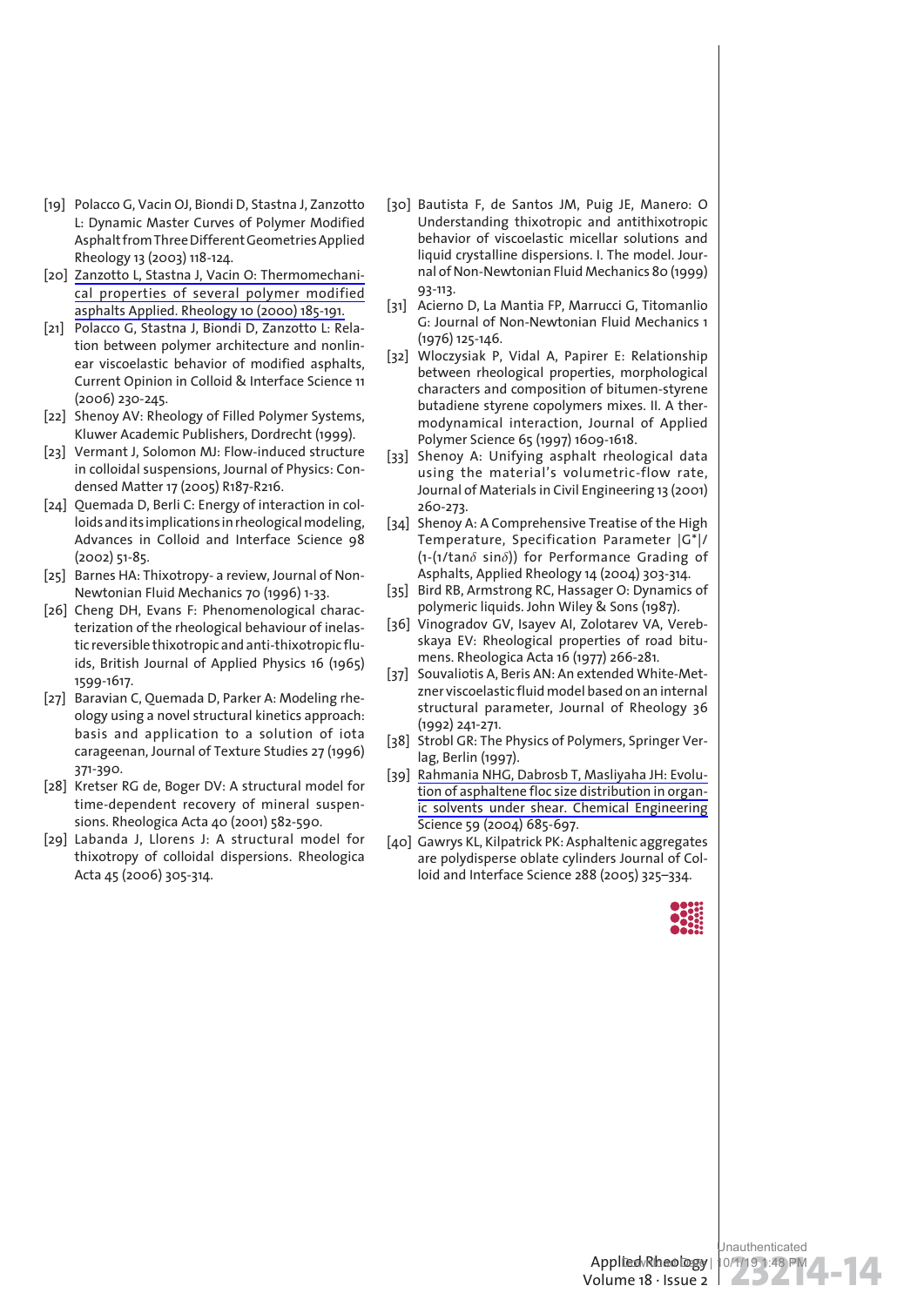[19] Polacco G, Vacin OJ, Biondi D, Stastna J, Zanzotto L: Dynamic Master Curves of Polymer Modified Asphalt from Three Different Geometries Applied Rheology 13 (2003) 118-124.

[20] Zanzotto L, Stastna J, Vacin O: Thermomechanical properties of several polymer modified asphalts Applied. Rheology 10 (2000) 185-191.

[21] Polacco G, Stastna J, Biondi D, Zanzotto L: Relation between polymer architecture and nonlinear viscoelastic behavior of modified asphalts, Current Opinion in Colloid & Interface Science 11 (2006) 230-245.

[22] Shenoy AV: Rheology of Filled Polymer Systems, Kluwer Academic Publishers, Dordrecht (1999).

[23] Vermant J, Solomon MJ: Flow-induced structure in colloidal suspensions, Journal of Physics: Condensed Matter 17 (2005) R187-R216.

[24] Quemada D, Berli C: Energy of interaction in colloids and its implications in rheological modeling, Advances in Colloid and Interface Science 98 (2002) 51-85.

[25] Barnes HA: Thixotropy- a review, Journal of Non-Newtonian Fluid Mechanics 70 (1996) 1-33.

[26] Cheng DH, Evans F: Phenomenological characterization of the rheological behaviour of inelastic reversible thixotropic and anti-thixotropic fluids, British Journal of Applied Physics 16 (1965) 1599-1617.

[27] Baravian C, Quemada D, Parker A: Modeling rheology using a novel structural kinetics approach: basis and application to a solution of iota carageenan, Journal of Texture Studies 27 (1996) 371-390.

[28] Kretser RG de, Boger DV: A structural model for time-dependent recovery of mineral suspensions. Rheologica Acta 40 (2001) 582-590.

[29] Labanda J, Llorens J: A structural model for thixotropy of colloidal dispersions. Rheologica Acta 45 (2006) 305-314.

[30] Bautista F, de Santos JM, Puig JE, Manero: O Understanding thixotropic and antithixotropic behavior of viscoelastic micellar solutions and liquid crystalline dispersions. I. The model. Journal of Non-Newtonian Fluid Mechanics 80 (1999) 93-113.

[31] Acierno D, La Mantia FP, Marrucci G, Titomanlio G: Journal of Non-Newtonian Fluid Mechanics 1 (1976) 125-146.

[32] Wloczysiak P, Vidal A, Papirer E: Relationship between rheological properties, morphological characters and composition of bitumen-styrene butadiene styrene copolymers mixes. II. A thermodynamical interaction, Journal of Applied Polymer Science 65 (1997) 1609-1618.

[33] Shenoy A: Unifying asphalt rheological data using the material's volumetric-flow rate, Journal of Materials in Civil Engineering 13 (2001) 260-273.

[34] Shenoy A: A Comprehensive Treatise of the High Temperature, Specification Parameter $|G^*|/(1-(1/\tan\delta \sin\delta))$ for Performance Grading of Asphalts, Applied Rheology 14 (2004) 303-314.

[35] Bird RB, Armstrong RC, Hassager O: Dynamics of polymeric liquids. John Wiley & Sons (1987).

[36] Vinogradov GV, Isayev AI, Zolotarev VA, Verebskaya EV: Rheological properties of road bitumens. Rheologica Acta 16 (1977) 266-281.

[37] Souvaliotis A, Beris AN: An extended White-Metzner viscoelastic fluid model based on an internal structural parameter, Journal of Rheology 36 (1992) 241-271.

[38] Strobl GR: The Physics of Polymers, Springer Verlag, Berlin (1997).

[39] Rahmania NHG, Dabrosb T, Masliyaha JH: Evolution of asphaltene floc size distribution in organic solvents under shear. Chemical Engineering Science 59 (2004) 685-697.

[40] Gawrys KL, Kilpatrick PK: Asphaltenic aggregates are polydisperse oblate cylinders Journal of Colloid and Interface Science 288 (2005) 325–334.